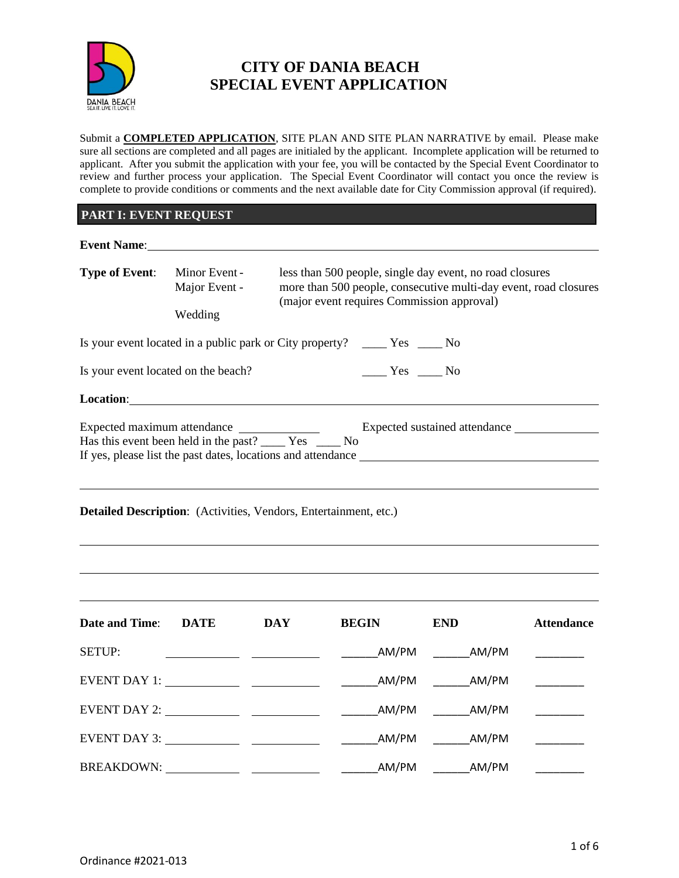# CITY OF DANIA BEACH
# SPECIAL EVENT APPLICATION

Submit a **COMPLETED APPLICATION**, SITE PLAN AND SITE PLAN NARRATIVE by email. Please make sure all sections are completed and all pages are initialed by the applicant. Incomplete application will be returned to applicant. After you submit the application with your fee, you will be contacted by the Special Event Coordinator to review and further process your application. The Special Event Coordinator will contact you once the review is complete to provide conditions or comments and the next available date for City Commission approval (if required).

## PART I: EVENT REQUEST

**Event Name**: ______________________________________________

**Type of Event**:
- Minor Event - less than 500 people, single day event, no road closures
- Major Event - more than 500 people, consecutive multi-day event, road closures (major event requires Commission approval)
- Wedding

Is your event located in a public park or City property? ____ Yes ____ No

Is your event located on the beach? ____ Yes ____ No

**Location**: ______________________________________________

Expected maximum attendance ____________ Expected sustained attendance ____________

Has this event been held in the past? ____ Yes ____ No

If yes, please list the past dates, locations and attendance ______________________________________________

______________________________________________

**Detailed Description**: (Activities, Vendors, Entertainment, etc.)

______________________________________________

______________________________________________

______________________________________________

| **Date and Time**: | **DATE** | **DAY** | **BEGIN** | **END** | **Attendance** |
|---|---|---|---|---|---|
| SETUP: | __________ | __________ | ______AM/PM | ______AM/PM | ________ |
| EVENT DAY 1: | __________ | __________ | ______AM/PM | ______AM/PM | ________ |
| EVENT DAY 2: | __________ | __________ | ______AM/PM | ______AM/PM | ________ |
| EVENT DAY 3: | __________ | __________ | ______AM/PM | ______AM/PM | ________ |
| BREAKDOWN: | __________ | __________ | ______AM/PM | ______AM/PM | ________ |

Ordinance #2021-013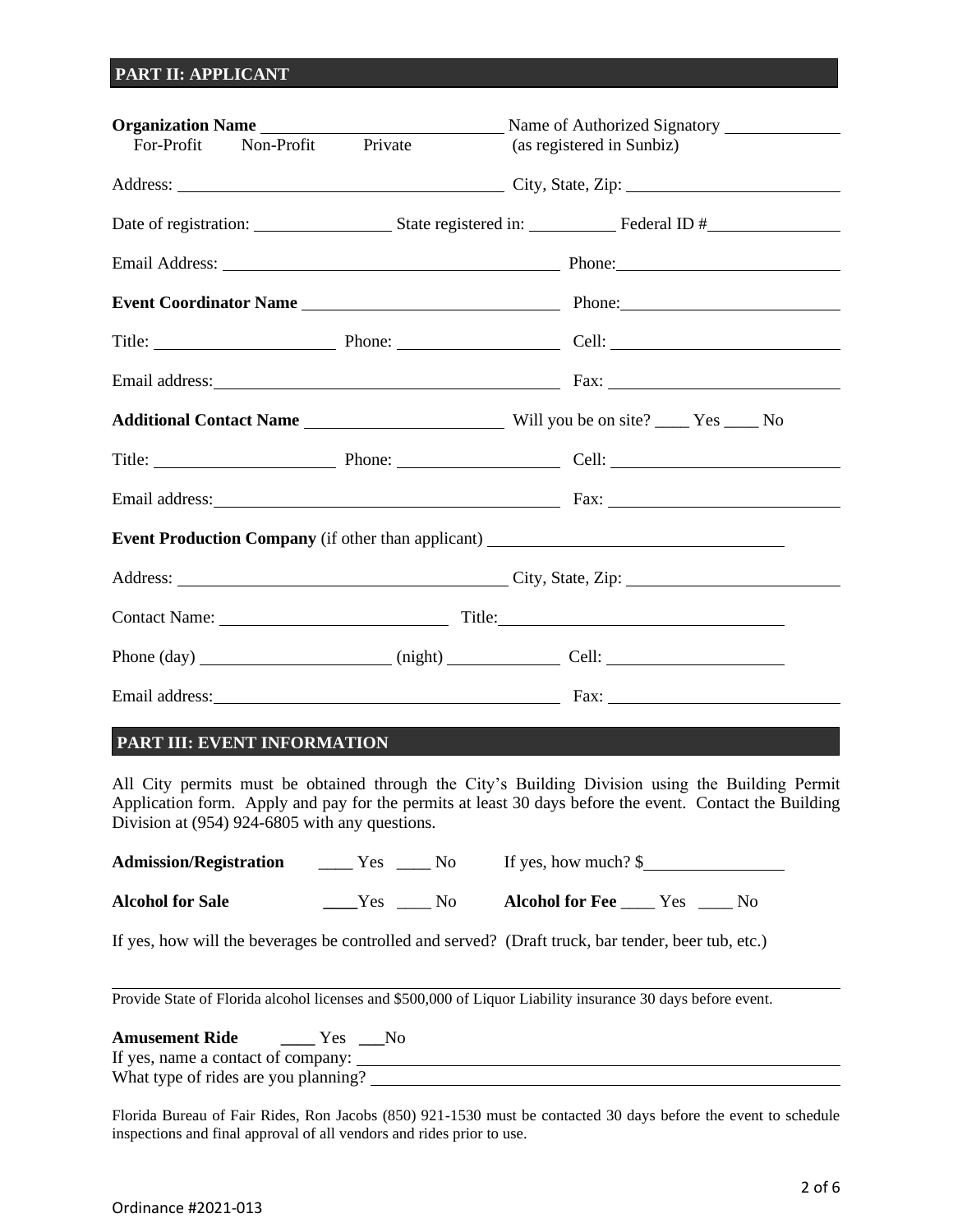## PART II: APPLICANT

**Organization Name** ______________________ Name of Authorized Signatory ____________
For-Profit Non-Profit Private (as registered in Sunbiz)

Address: ______________________________ City, State, Zip: ____________________

Date of registration: ______________ State registered in: __________ Federal ID #______________

Email Address: ______________________________ Phone: ____________________

**Event Coordinator Name** ______________________ Phone: ____________________

Title: ________________ Phone: ________________ Cell: ____________________

Email address: ______________________________ Fax: ____________________

**Additional Contact Name** ____________________ Will you be on site? ____ Yes ____ No

Title: ________________ Phone: ________________ Cell: ____________________

Email address: ______________________________ Fax: ____________________

**Event Production Company** (if other than applicant) ____________________________

Address: ______________________________ City, State, Zip: ____________________

Contact Name: ____________________ Title: ____________________________

Phone (day) __________________ (night) ____________ Cell: __________________

Email address: ______________________________ Fax: ____________________

## PART III: EVENT INFORMATION

All City permits must be obtained through the City's Building Division using the Building Permit Application form. Apply and pay for the permits at least 30 days before the event. Contact the Building Division at (954) 924-6805 with any questions.

**Admission/Registration** ____ Yes ____ No If yes, how much? $______________

**Alcohol for Sale** ____Yes ____ No **Alcohol for Fee** ____ Yes ____ No

If yes, how will the beverages be controlled and served? (Draft truck, bar tender, beer tub, etc.)

______________________________________________________________________________

Provide State of Florida alcohol licenses and $500,000 of Liquor Liability insurance 30 days before event.

**Amusement Ride** ____ Yes ___No
If yes, name a contact of company: ______________________________________________
What type of rides are you planning? ______________________________________________

Florida Bureau of Fair Rides, Ron Jacobs (850) 921-1530 must be contacted 30 days before the event to schedule inspections and final approval of all vendors and rides prior to use.

Ordinance #2021-013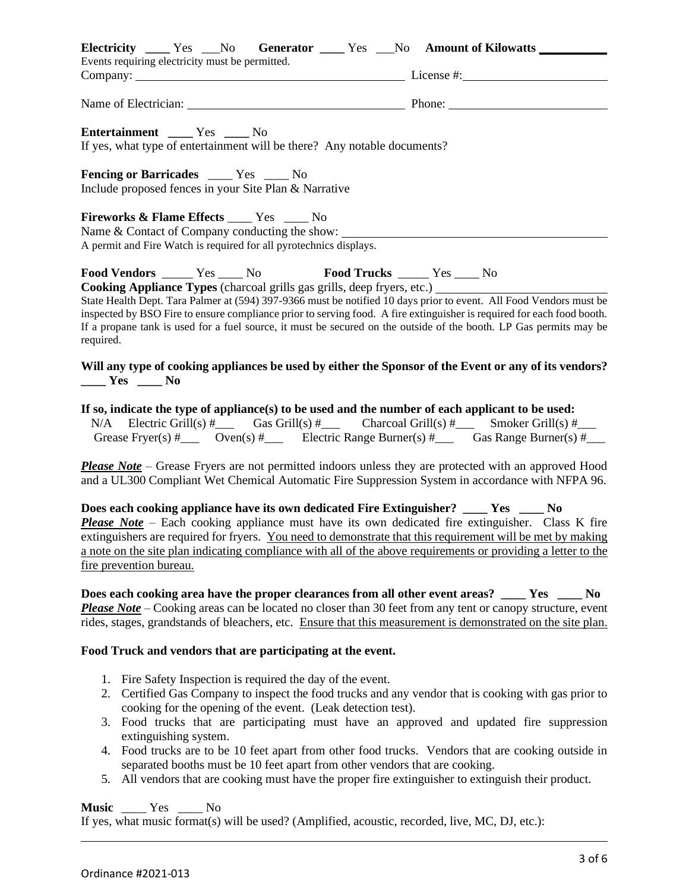**Electricity** ____ Yes ___No **Generator** ____ Yes ___No **Amount of Kilowatts** ___________

Events requiring electricity must be permitted.

Company: ______________________________________________ License #: ______________________

Name of Electrician: ____________________________________ Phone: _________________________

**Entertainment** ____ Yes ____ No

If yes, what type of entertainment will be there? Any notable documents?

**Fencing or Barricades** ____ Yes ____ No

Include proposed fences in your Site Plan & Narrative

**Fireworks & Flame Effects** ____ Yes ____ No

Name & Contact of Company conducting the show: ____________________________________________

A permit and Fire Watch is required for all pyrotechnics displays.

**Food Vendors** _____ Yes ____ No **Food Trucks** _____ Yes ____ No

**Cooking Appliance Types** (charcoal grills gas grills, deep fryers, etc.) ____________________________

State Health Dept. Tara Palmer at (594) 397-9366 must be notified 10 days prior to event. All Food Vendors must be inspected by BSO Fire to ensure compliance prior to serving food. A fire extinguisher is required for each food booth. If a propane tank is used for a fuel source, it must be secured on the outside of the booth. LP Gas permits may be required.

**Will any type of cooking appliances be used by either the Sponsor of the Event or any of its vendors? ____ Yes ____ No**

**If so, indicate the type of appliance(s) to be used and the number of each applicant to be used:**

N/A Electric Grill(s) #___ Gas Grill(s) #___ Charcoal Grill(s) #___ Smoker Grill(s) #___
Grease Fryer(s) #___ Oven(s) #___ Electric Range Burner(s) #___ Gas Range Burner(s) #___

***Please Note*** – Grease Fryers are not permitted indoors unless they are protected with an approved Hood and a UL300 Compliant Wet Chemical Automatic Fire Suppression System in accordance with NFPA 96.

**Does each cooking appliance have its own dedicated Fire Extinguisher? ____ Yes ____ No**

***Please Note*** – Each cooking appliance must have its own dedicated fire extinguisher. Class K fire extinguishers are required for fryers. You need to demonstrate that this requirement will be met by making a note on the site plan indicating compliance with all of the above requirements or providing a letter to the fire prevention bureau.

**Does each cooking area have the proper clearances from all other event areas? ____ Yes ____ No**

***Please Note*** – Cooking areas can be located no closer than 30 feet from any tent or canopy structure, event rides, stages, grandstands of bleachers, etc. Ensure that this measurement is demonstrated on the site plan.

**Food Truck and vendors that are participating at the event.**

1. Fire Safety Inspection is required the day of the event.
2. Certified Gas Company to inspect the food trucks and any vendor that is cooking with gas prior to cooking for the opening of the event. (Leak detection test).
3. Food trucks that are participating must have an approved and updated fire suppression extinguishing system.
4. Food trucks are to be 10 feet apart from other food trucks. Vendors that are cooking outside in separated booths must be 10 feet apart from other vendors that are cooking.
5. All vendors that are cooking must have the proper fire extinguisher to extinguish their product.

**Music** ____ Yes ____ No

If yes, what music format(s) will be used? (Amplified, acoustic, recorded, live, MC, DJ, etc.):

______________________________________________________________________________________

Ordinance #2021-013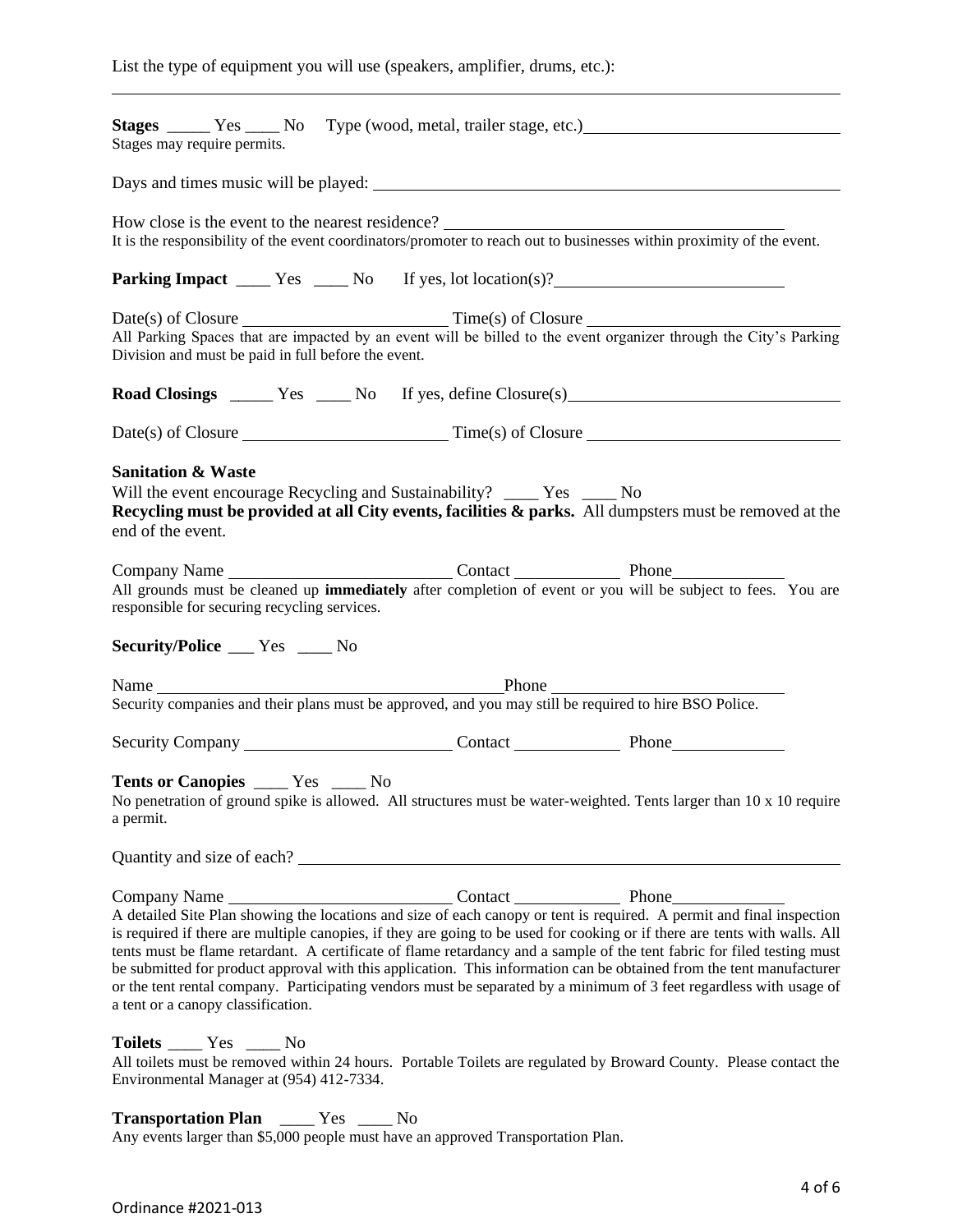List the type of equipment you will use (speakers, amplifier, drums, etc.):

______________________________________________________________________________

**Stages** _____ Yes ____ No Type (wood, metal, trailer stage, etc.)______________________________
Stages may require permits.

Days and times music will be played: ____________________________________________________

How close is the event to the nearest residence? ________________________________________
It is the responsibility of the event coordinators/promoter to reach out to businesses within proximity of the event.

**Parking Impact** ____ Yes ____ No If yes, lot location(s)?___________________________

Date(s) of Closure ________________________ Time(s) of Closure ____________________________
All Parking Spaces that are impacted by an event will be billed to the event organizer through the City's Parking Division and must be paid in full before the event.

**Road Closings** _____ Yes ____ No If yes, define Closure(s)________________________________

Date(s) of Closure ________________________ Time(s) of Closure ____________________________

**Sanitation & Waste**

Will the event encourage Recycling and Sustainability? ____ Yes ____ No
**Recycling must be provided at all City events, facilities & parks.** All dumpsters must be removed at the end of the event.

Company Name __________________________ Contact ____________ Phone_____________
All grounds must be cleaned up **immediately** after completion of event or you will be subject to fees. You are responsible for securing recycling services.

**Security/Police** ___ Yes ____ No

Name __________________________________________Phone ___________________________
Security companies and their plans must be approved, and you may still be required to hire BSO Police.

Security Company ________________________ Contact ____________ Phone_____________

**Tents or Canopies** ____ Yes ____ No
No penetration of ground spike is allowed. All structures must be water-weighted. Tents larger than 10 x 10 require a permit.

Quantity and size of each? ________________________________________________________

Company Name __________________________ Contact ____________ Phone_____________
A detailed Site Plan showing the locations and size of each canopy or tent is required. A permit and final inspection is required if there are multiple canopies, if they are going to be used for cooking or if there are tents with walls. All tents must be flame retardant. A certificate of flame retardancy and a sample of the tent fabric for filed testing must be submitted for product approval with this application. This information can be obtained from the tent manufacturer or the tent rental company. Participating vendors must be separated by a minimum of 3 feet regardless with usage of a tent or a canopy classification.

**Toilets** ____ Yes ____ No
All toilets must be removed within 24 hours. Portable Toilets are regulated by Broward County. Please contact the Environmental Manager at (954) 412-7334.

**Transportation Plan** ____ Yes ____ No
Any events larger than $5,000 people must have an approved Transportation Plan.

Ordinance #2021-013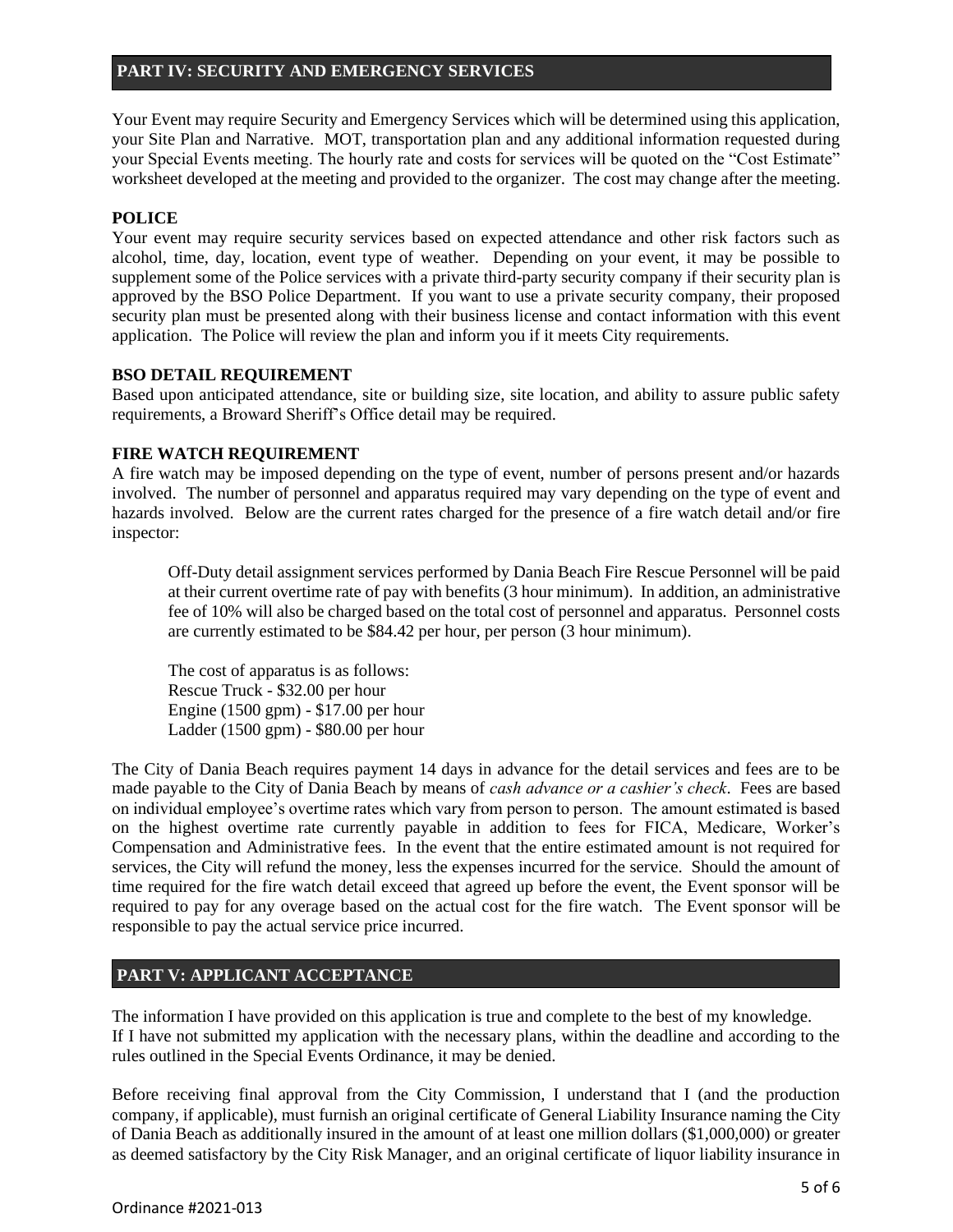## PART IV: SECURITY AND EMERGENCY SERVICES

Your Event may require Security and Emergency Services which will be determined using this application, your Site Plan and Narrative. MOT, transportation plan and any additional information requested during your Special Events meeting. The hourly rate and costs for services will be quoted on the "Cost Estimate" worksheet developed at the meeting and provided to the organizer. The cost may change after the meeting.

### POLICE

Your event may require security services based on expected attendance and other risk factors such as alcohol, time, day, location, event type of weather. Depending on your event, it may be possible to supplement some of the Police services with a private third-party security company if their security plan is approved by the BSO Police Department. If you want to use a private security company, their proposed security plan must be presented along with their business license and contact information with this event application. The Police will review the plan and inform you if it meets City requirements.

### BSO DETAIL REQUIREMENT

Based upon anticipated attendance, site or building size, site location, and ability to assure public safety requirements, a Broward Sheriff's Office detail may be required.

### FIRE WATCH REQUIREMENT

A fire watch may be imposed depending on the type of event, number of persons present and/or hazards involved. The number of personnel and apparatus required may vary depending on the type of event and hazards involved. Below are the current rates charged for the presence of a fire watch detail and/or fire inspector:

> Off-Duty detail assignment services performed by Dania Beach Fire Rescue Personnel will be paid at their current overtime rate of pay with benefits (3 hour minimum). In addition, an administrative fee of 10% will also be charged based on the total cost of personnel and apparatus. Personnel costs are currently estimated to be $84.42 per hour, per person (3 hour minimum).
>
> The cost of apparatus is as follows:
> Rescue Truck - $32.00 per hour
> Engine (1500 gpm) - $17.00 per hour
> Ladder (1500 gpm) - $80.00 per hour

The City of Dania Beach requires payment 14 days in advance for the detail services and fees are to be made payable to the City of Dania Beach by means of *cash advance or a cashier's check*. Fees are based on individual employee's overtime rates which vary from person to person. The amount estimated is based on the highest overtime rate currently payable in addition to fees for FICA, Medicare, Worker's Compensation and Administrative fees. In the event that the entire estimated amount is not required for services, the City will refund the money, less the expenses incurred for the service. Should the amount of time required for the fire watch detail exceed that agreed up before the event, the Event sponsor will be required to pay for any overage based on the actual cost for the fire watch. The Event sponsor will be responsible to pay the actual service price incurred.

## PART V: APPLICANT ACCEPTANCE

The information I have provided on this application is true and complete to the best of my knowledge. If I have not submitted my application with the necessary plans, within the deadline and according to the rules outlined in the Special Events Ordinance, it may be denied.

Before receiving final approval from the City Commission, I understand that I (and the production company, if applicable), must furnish an original certificate of General Liability Insurance naming the City of Dania Beach as additionally insured in the amount of at least one million dollars ($1,000,000) or greater as deemed satisfactory by the City Risk Manager, and an original certificate of liquor liability insurance in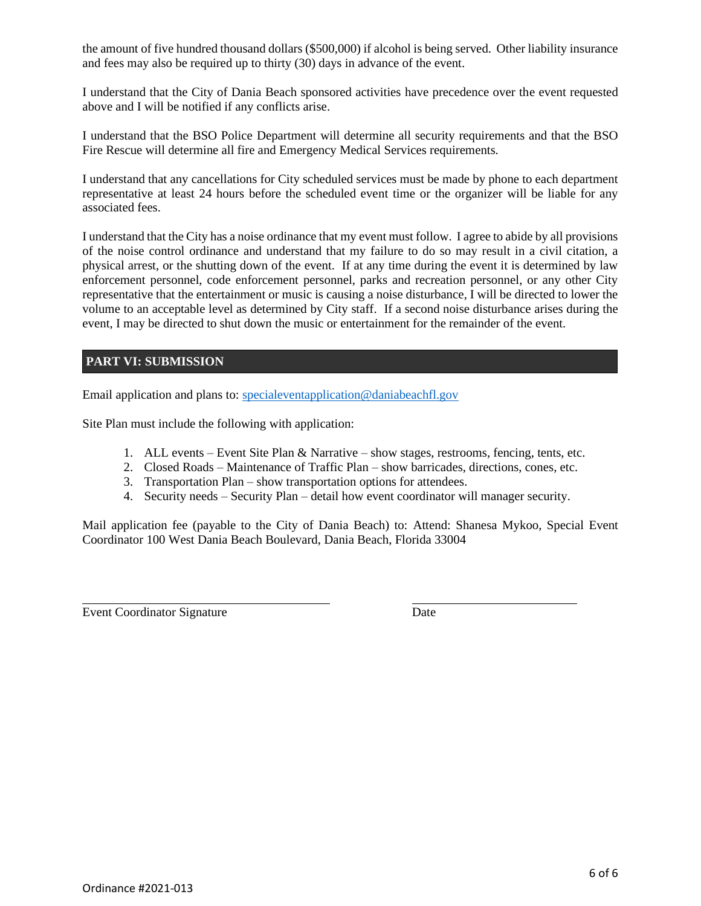the amount of five hundred thousand dollars ($500,000) if alcohol is being served. Other liability insurance and fees may also be required up to thirty (30) days in advance of the event.

I understand that the City of Dania Beach sponsored activities have precedence over the event requested above and I will be notified if any conflicts arise.

I understand that the BSO Police Department will determine all security requirements and that the BSO Fire Rescue will determine all fire and Emergency Medical Services requirements.

I understand that any cancellations for City scheduled services must be made by phone to each department representative at least 24 hours before the scheduled event time or the organizer will be liable for any associated fees.

I understand that the City has a noise ordinance that my event must follow. I agree to abide by all provisions of the noise control ordinance and understand that my failure to do so may result in a civil citation, a physical arrest, or the shutting down of the event. If at any time during the event it is determined by law enforcement personnel, code enforcement personnel, parks and recreation personnel, or any other City representative that the entertainment or music is causing a noise disturbance, I will be directed to lower the volume to an acceptable level as determined by City staff. If a second noise disturbance arises during the event, I may be directed to shut down the music or entertainment for the remainder of the event.

## PART VI: SUBMISSION

Email application and plans to: specialeventapplication@daniabeachfl.gov

Site Plan must include the following with application:

1. ALL events – Event Site Plan & Narrative – show stages, restrooms, fencing, tents, etc.
2. Closed Roads – Maintenance of Traffic Plan – show barricades, directions, cones, etc.
3. Transportation Plan – show transportation options for attendees.
4. Security needs – Security Plan – detail how event coordinator will manager security.

Mail application fee (payable to the City of Dania Beach) to: Attend: Shanesa Mykoo, Special Event Coordinator 100 West Dania Beach Boulevard, Dania Beach, Florida 33004

Event Coordinator Signature ______________________ Date ______________

Ordinance #2021-013